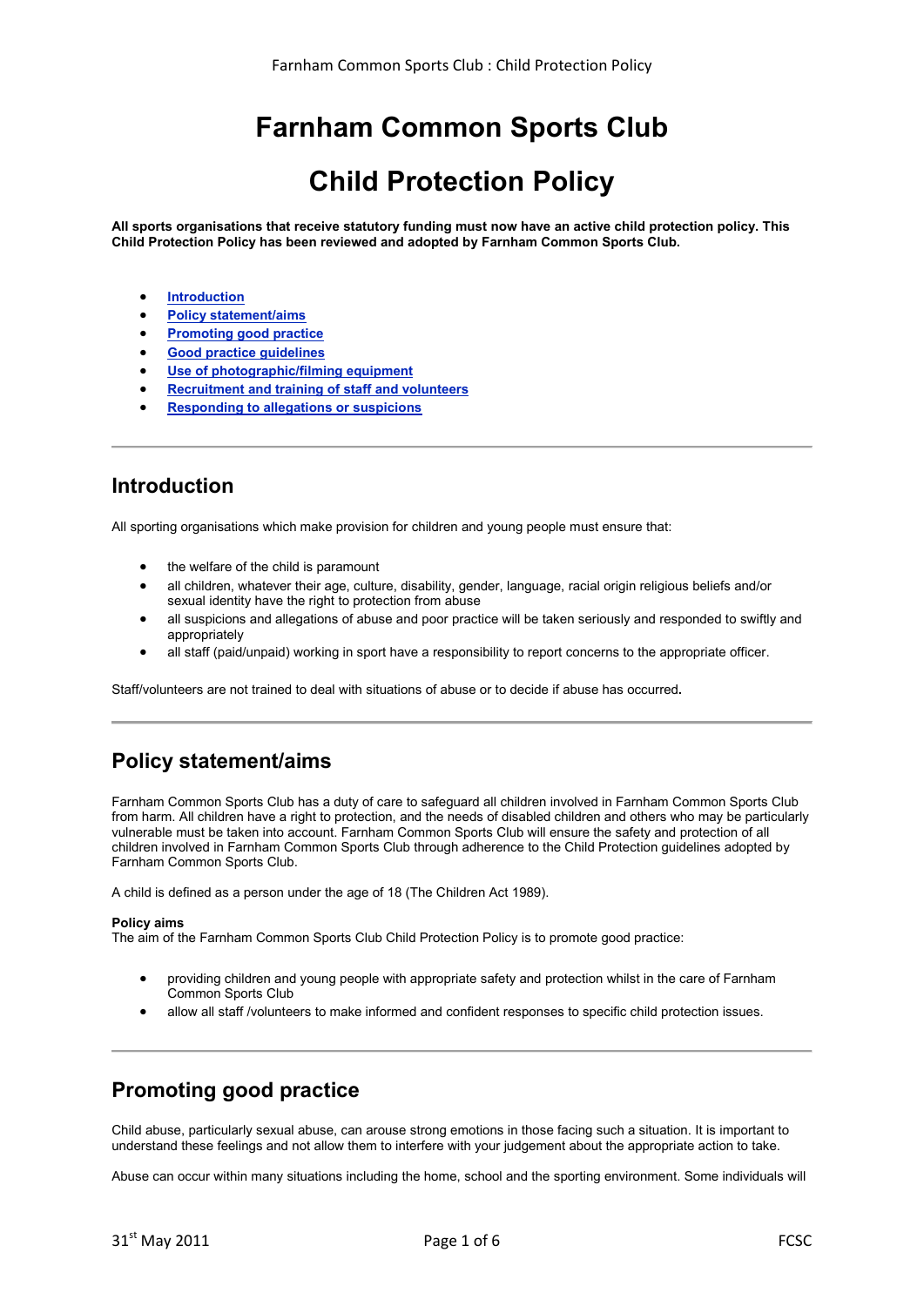# Farnham Common Sports Club

# Child Protection Policy

**All sports organisations that receive statutory funding must now have an active child protection policy. This Child Protection Policy has been reviewed and adopted by Farnham Common Sports Club.**

- **Introduction**
- **Policy statement/aims**
- **Promoting good practice**
- **Good practice guidelines**
- **Use of photographic/filming equipment**
- **Recruitment and training of staff and volunteers**
- **Responding to allegations or suspicions**

---

## Introduction

All sporting organisations which make provision for children and young people must ensure that:

- the welfare of the child is paramount
- all children, whatever their age, culture, disability, gender, language, racial origin religious beliefs and/or sexual identity have the right to protection from abuse
- all suspicions and allegations of abuse and poor practice will be taken seriously and responded to swiftly and appropriately
- all staff (paid/unpaid) working in sport have a responsibility to report concerns to the appropriate officer.

Staff/volunteers are not trained to deal with situations of abuse or to decide if abuse has occurred.

---

## Policy statement/aims

Farnham Common Sports Club has a duty of care to safeguard all children involved in Farnham Common Sports Club from harm. All children have a right to protection, and the needs of disabled children and others who may be particularly vulnerable must be taken into account. Farnham Common Sports Club will ensure the safety and protection of all children involved in Farnham Common Sports Club through adherence to the Child Protection guidelines adopted by Farnham Common Sports Club.

A child is defined as a person under the age of 18 (The Children Act 1989).

**Policy aims**
The aim of the Farnham Common Sports Club Child Protection Policy is to promote good practice:

- providing children and young people with appropriate safety and protection whilst in the care of Farnham Common Sports Club
- allow all staff /volunteers to make informed and confident responses to specific child protection issues.

---

## Promoting good practice

Child abuse, particularly sexual abuse, can arouse strong emotions in those facing such a situation. It is important to understand these feelings and not allow them to interfere with your judgement about the appropriate action to take.

Abuse can occur within many situations including the home, school and the sporting environment. Some individuals will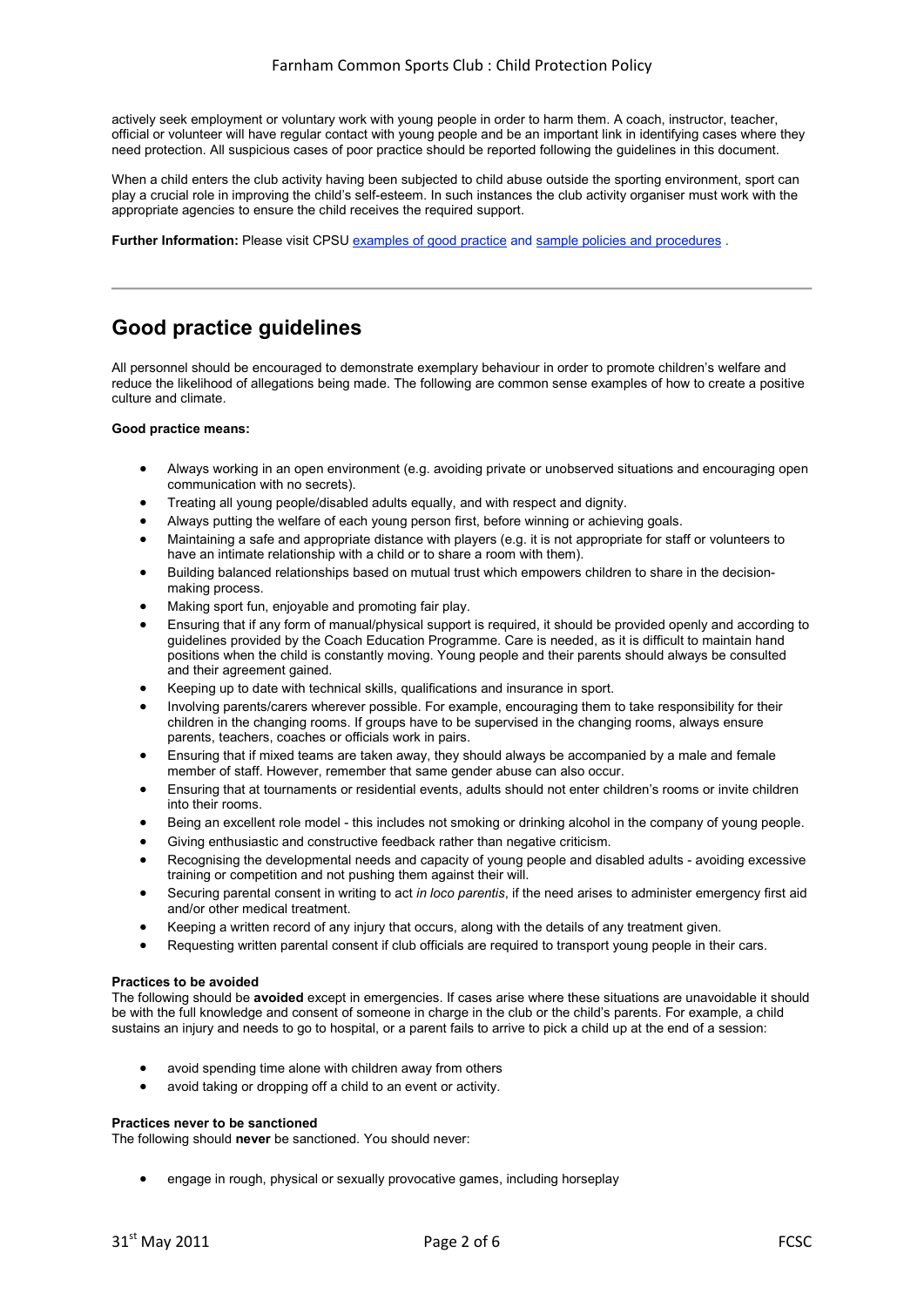actively seek employment or voluntary work with young people in order to harm them. A coach, instructor, teacher, official or volunteer will have regular contact with young people and be an important link in identifying cases where they need protection. All suspicious cases of poor practice should be reported following the guidelines in this document.

When a child enters the club activity having been subjected to child abuse outside the sporting environment, sport can play a crucial role in improving the child's self-esteem. In such instances the club activity organiser must work with the appropriate agencies to ensure the child receives the required support.

**Further Information:** Please visit CPSU examples of good practice and sample policies and procedures .

---

## Good practice guidelines

All personnel should be encouraged to demonstrate exemplary behaviour in order to promote children's welfare and reduce the likelihood of allegations being made. The following are common sense examples of how to create a positive culture and climate.

**Good practice means:**

- Always working in an open environment (e.g. avoiding private or unobserved situations and encouraging open communication with no secrets).
- Treating all young people/disabled adults equally, and with respect and dignity.
- Always putting the welfare of each young person first, before winning or achieving goals.
- Maintaining a safe and appropriate distance with players (e.g. it is not appropriate for staff or volunteers to have an intimate relationship with a child or to share a room with them).
- Building balanced relationships based on mutual trust which empowers children to share in the decision-making process.
- Making sport fun, enjoyable and promoting fair play.
- Ensuring that if any form of manual/physical support is required, it should be provided openly and according to guidelines provided by the Coach Education Programme. Care is needed, as it is difficult to maintain hand positions when the child is constantly moving. Young people and their parents should always be consulted and their agreement gained.
- Keeping up to date with technical skills, qualifications and insurance in sport.
- Involving parents/carers wherever possible. For example, encouraging them to take responsibility for their children in the changing rooms. If groups have to be supervised in the changing rooms, always ensure parents, teachers, coaches or officials work in pairs.
- Ensuring that if mixed teams are taken away, they should always be accompanied by a male and female member of staff. However, remember that same gender abuse can also occur.
- Ensuring that at tournaments or residential events, adults should not enter children's rooms or invite children into their rooms.
- Being an excellent role model - this includes not smoking or drinking alcohol in the company of young people.
- Giving enthusiastic and constructive feedback rather than negative criticism.
- Recognising the developmental needs and capacity of young people and disabled adults - avoiding excessive training or competition and not pushing them against their will.
- Securing parental consent in writing to act *in loco parentis*, if the need arises to administer emergency first aid and/or other medical treatment.
- Keeping a written record of any injury that occurs, along with the details of any treatment given.
- Requesting written parental consent if club officials are required to transport young people in their cars.

**Practices to be avoided**

The following should be **avoided** except in emergencies. If cases arise where these situations are unavoidable it should be with the full knowledge and consent of someone in charge in the club or the child's parents. For example, a child sustains an injury and needs to go to hospital, or a parent fails to arrive to pick a child up at the end of a session:

- avoid spending time alone with children away from others
- avoid taking or dropping off a child to an event or activity.

**Practices never to be sanctioned**

The following should **never** be sanctioned. You should never:

- engage in rough, physical or sexually provocative games, including horseplay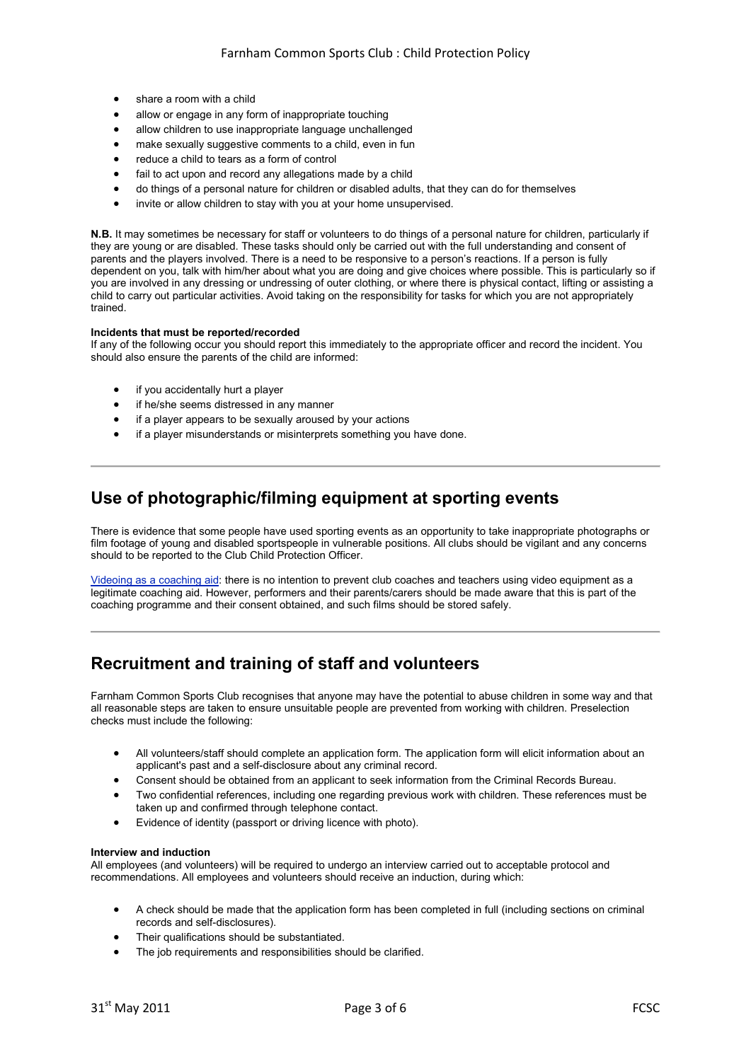- share a room with a child
- allow or engage in any form of inappropriate touching
- allow children to use inappropriate language unchallenged
- make sexually suggestive comments to a child, even in fun
- reduce a child to tears as a form of control
- fail to act upon and record any allegations made by a child
- do things of a personal nature for children or disabled adults, that they can do for themselves
- invite or allow children to stay with you at your home unsupervised.

**N.B.** It may sometimes be necessary for staff or volunteers to do things of a personal nature for children, particularly if they are young or are disabled. These tasks should only be carried out with the full understanding and consent of parents and the players involved. There is a need to be responsive to a person's reactions. If a person is fully dependent on you, talk with him/her about what you are doing and give choices where possible. This is particularly so if you are involved in any dressing or undressing of outer clothing, or where there is physical contact, lifting or assisting a child to carry out particular activities. Avoid taking on the responsibility for tasks for which you are not appropriately trained.

**Incidents that must be reported/recorded**

If any of the following occur you should report this immediately to the appropriate officer and record the incident. You should also ensure the parents of the child are informed:

- if you accidentally hurt a player
- if he/she seems distressed in any manner
- if a player appears to be sexually aroused by your actions
- if a player misunderstands or misinterprets something you have done.

---

## Use of photographic/filming equipment at sporting events

There is evidence that some people have used sporting events as an opportunity to take inappropriate photographs or film footage of young and disabled sportspeople in vulnerable positions. All clubs should be vigilant and any concerns should to be reported to the Club Child Protection Officer.

Videoing as a coaching aid: there is no intention to prevent club coaches and teachers using video equipment as a legitimate coaching aid. However, performers and their parents/carers should be made aware that this is part of the coaching programme and their consent obtained, and such films should be stored safely.

---

## Recruitment and training of staff and volunteers

Farnham Common Sports Club recognises that anyone may have the potential to abuse children in some way and that all reasonable steps are taken to ensure unsuitable people are prevented from working with children. Preselection checks must include the following:

- All volunteers/staff should complete an application form. The application form will elicit information about an applicant's past and a self-disclosure about any criminal record.
- Consent should be obtained from an applicant to seek information from the Criminal Records Bureau.
- Two confidential references, including one regarding previous work with children. These references must be taken up and confirmed through telephone contact.
- Evidence of identity (passport or driving licence with photo).

**Interview and induction**

All employees (and volunteers) will be required to undergo an interview carried out to acceptable protocol and recommendations. All employees and volunteers should receive an induction, during which:

- A check should be made that the application form has been completed in full (including sections on criminal records and self-disclosures).
- Their qualifications should be substantiated.
- The job requirements and responsibilities should be clarified.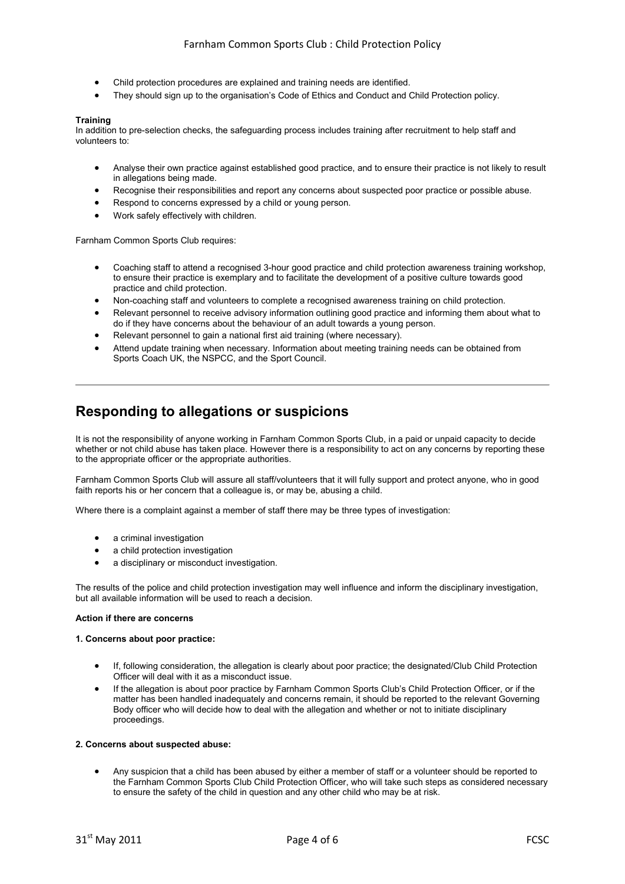- Child protection procedures are explained and training needs are identified.
- They should sign up to the organisation's Code of Ethics and Conduct and Child Protection policy.

**Training**
In addition to pre-selection checks, the safeguarding process includes training after recruitment to help staff and volunteers to:

- Analyse their own practice against established good practice, and to ensure their practice is not likely to result in allegations being made.
- Recognise their responsibilities and report any concerns about suspected poor practice or possible abuse.
- Respond to concerns expressed by a child or young person.
- Work safely effectively with children.

Farnham Common Sports Club requires:

- Coaching staff to attend a recognised 3-hour good practice and child protection awareness training workshop, to ensure their practice is exemplary and to facilitate the development of a positive culture towards good practice and child protection.
- Non-coaching staff and volunteers to complete a recognised awareness training on child protection.
- Relevant personnel to receive advisory information outlining good practice and informing them about what to do if they have concerns about the behaviour of an adult towards a young person.
- Relevant personnel to gain a national first aid training (where necessary).
- Attend update training when necessary. Information about meeting training needs can be obtained from Sports Coach UK, the NSPCC, and the Sport Council.

---

## Responding to allegations or suspicions

It is not the responsibility of anyone working in Farnham Common Sports Club, in a paid or unpaid capacity to decide whether or not child abuse has taken place. However there is a responsibility to act on any concerns by reporting these to the appropriate officer or the appropriate authorities.

Farnham Common Sports Club will assure all staff/volunteers that it will fully support and protect anyone, who in good faith reports his or her concern that a colleague is, or may be, abusing a child.

Where there is a complaint against a member of staff there may be three types of investigation:

- a criminal investigation
- a child protection investigation
- a disciplinary or misconduct investigation.

The results of the police and child protection investigation may well influence and inform the disciplinary investigation, but all available information will be used to reach a decision.

**Action if there are concerns**

**1. Concerns about poor practice:**

- If, following consideration, the allegation is clearly about poor practice; the designated/Club Child Protection Officer will deal with it as a misconduct issue.
- If the allegation is about poor practice by Farnham Common Sports Club's Child Protection Officer, or if the matter has been handled inadequately and concerns remain, it should be reported to the relevant Governing Body officer who will decide how to deal with the allegation and whether or not to initiate disciplinary proceedings.

**2. Concerns about suspected abuse:**

- Any suspicion that a child has been abused by either a member of staff or a volunteer should be reported to the Farnham Common Sports Club Child Protection Officer, who will take such steps as considered necessary to ensure the safety of the child in question and any other child who may be at risk.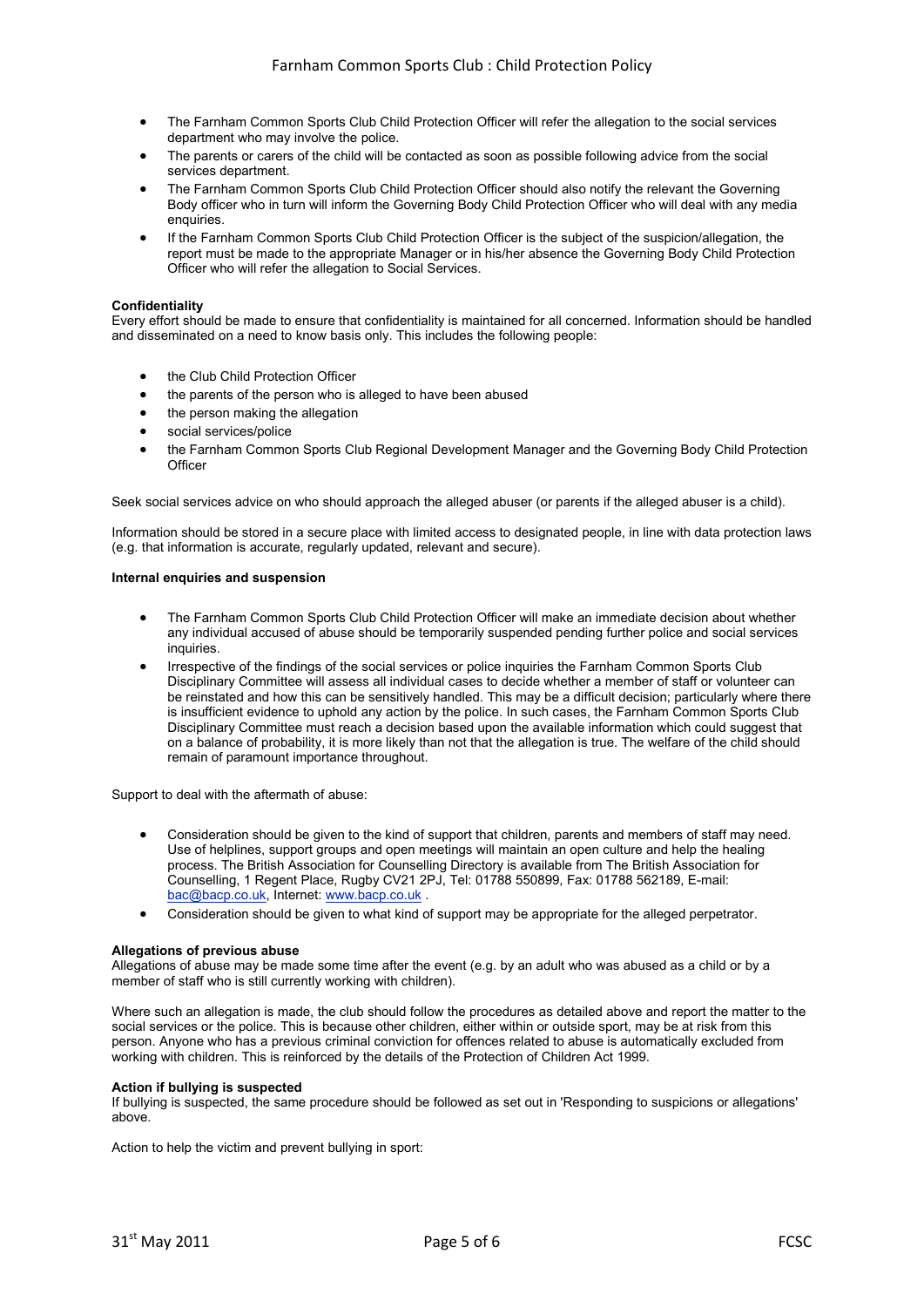- The Farnham Common Sports Club Child Protection Officer will refer the allegation to the social services department who may involve the police.
- The parents or carers of the child will be contacted as soon as possible following advice from the social services department.
- The Farnham Common Sports Club Child Protection Officer should also notify the relevant the Governing Body officer who in turn will inform the Governing Body Child Protection Officer who will deal with any media enquiries.
- If the Farnham Common Sports Club Child Protection Officer is the subject of the suspicion/allegation, the report must be made to the appropriate Manager or in his/her absence the Governing Body Child Protection Officer who will refer the allegation to Social Services.

**Confidentiality**

Every effort should be made to ensure that confidentiality is maintained for all concerned. Information should be handled and disseminated on a need to know basis only. This includes the following people:

- the Club Child Protection Officer
- the parents of the person who is alleged to have been abused
- the person making the allegation
- social services/police
- the Farnham Common Sports Club Regional Development Manager and the Governing Body Child Protection Officer

Seek social services advice on who should approach the alleged abuser (or parents if the alleged abuser is a child).

Information should be stored in a secure place with limited access to designated people, in line with data protection laws (e.g. that information is accurate, regularly updated, relevant and secure).

**Internal enquiries and suspension**

- The Farnham Common Sports Club Child Protection Officer will make an immediate decision about whether any individual accused of abuse should be temporarily suspended pending further police and social services inquiries.
- Irrespective of the findings of the social services or police inquiries the Farnham Common Sports Club Disciplinary Committee will assess all individual cases to decide whether a member of staff or volunteer can be reinstated and how this can be sensitively handled. This may be a difficult decision; particularly where there is insufficient evidence to uphold any action by the police. In such cases, the Farnham Common Sports Club Disciplinary Committee must reach a decision based upon the available information which could suggest that on a balance of probability, it is more likely than not that the allegation is true. The welfare of the child should remain of paramount importance throughout.

Support to deal with the aftermath of abuse:

- Consideration should be given to the kind of support that children, parents and members of staff may need. Use of helplines, support groups and open meetings will maintain an open culture and help the healing process. The British Association for Counselling Directory is available from The British Association for Counselling, 1 Regent Place, Rugby CV21 2PJ, Tel: 01788 550899, Fax: 01788 562189, E-mail: bac@bacp.co.uk, Internet: www.bacp.co.uk .
- Consideration should be given to what kind of support may be appropriate for the alleged perpetrator.

**Allegations of previous abuse**

Allegations of abuse may be made some time after the event (e.g. by an adult who was abused as a child or by a member of staff who is still currently working with children).

Where such an allegation is made, the club should follow the procedures as detailed above and report the matter to the social services or the police. This is because other children, either within or outside sport, may be at risk from this person. Anyone who has a previous criminal conviction for offences related to abuse is automatically excluded from working with children. This is reinforced by the details of the Protection of Children Act 1999.

**Action if bullying is suspected**

If bullying is suspected, the same procedure should be followed as set out in 'Responding to suspicions or allegations' above.

Action to help the victim and prevent bullying in sport: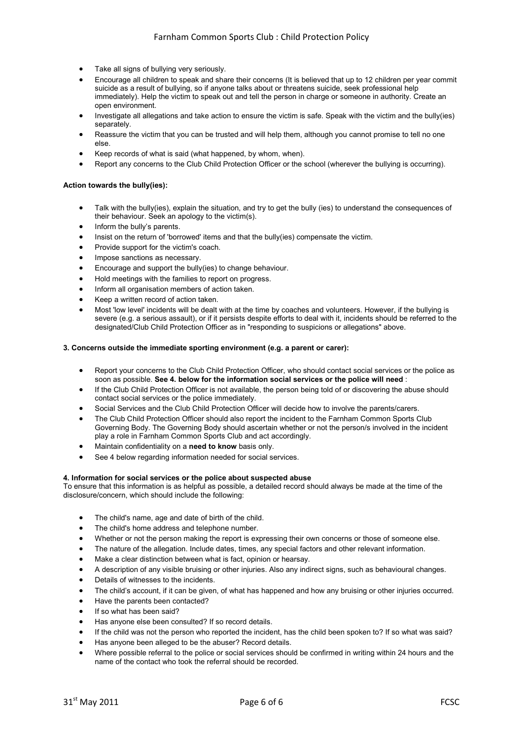- Take all signs of bullying very seriously.
- Encourage all children to speak and share their concerns (It is believed that up to 12 children per year commit suicide as a result of bullying, so if anyone talks about or threatens suicide, seek professional help immediately). Help the victim to speak out and tell the person in charge or someone in authority. Create an open environment.
- Investigate all allegations and take action to ensure the victim is safe. Speak with the victim and the bully(ies) separately.
- Reassure the victim that you can be trusted and will help them, although you cannot promise to tell no one else.
- Keep records of what is said (what happened, by whom, when).
- Report any concerns to the Club Child Protection Officer or the school (wherever the bullying is occurring).

**Action towards the bully(ies):**

- Talk with the bully(ies), explain the situation, and try to get the bully (ies) to understand the consequences of their behaviour. Seek an apology to the victim(s).
- Inform the bully's parents.
- Insist on the return of 'borrowed' items and that the bully(ies) compensate the victim.
- Provide support for the victim's coach.
- Impose sanctions as necessary.
- Encourage and support the bully(ies) to change behaviour.
- Hold meetings with the families to report on progress.
- Inform all organisation members of action taken.
- Keep a written record of action taken.
- Most 'low level' incidents will be dealt with at the time by coaches and volunteers. However, if the bullying is severe (e.g. a serious assault), or if it persists despite efforts to deal with it, incidents should be referred to the designated/Club Child Protection Officer as in "responding to suspicions or allegations" above.

**3. Concerns outside the immediate sporting environment (e.g. a parent or carer):**

- Report your concerns to the Club Child Protection Officer, who should contact social services or the police as soon as possible. **See 4. below for the information social services or the police will need** :
- If the Club Child Protection Officer is not available, the person being told of or discovering the abuse should contact social services or the police immediately.
- Social Services and the Club Child Protection Officer will decide how to involve the parents/carers.
- The Club Child Protection Officer should also report the incident to the Farnham Common Sports Club Governing Body. The Governing Body should ascertain whether or not the person/s involved in the incident play a role in Farnham Common Sports Club and act accordingly.
- Maintain confidentiality on a **need to know** basis only.
- See 4 below regarding information needed for social services.

**4. Information for social services or the police about suspected abuse**

To ensure that this information is as helpful as possible, a detailed record should always be made at the time of the disclosure/concern, which should include the following:

- The child's name, age and date of birth of the child.
- The child's home address and telephone number.
- Whether or not the person making the report is expressing their own concerns or those of someone else.
- The nature of the allegation. Include dates, times, any special factors and other relevant information.
- Make a clear distinction between what is fact, opinion or hearsay.
- A description of any visible bruising or other injuries. Also any indirect signs, such as behavioural changes.
- Details of witnesses to the incidents.
- The child's account, if it can be given, of what has happened and how any bruising or other injuries occurred.
- Have the parents been contacted?
- If so what has been said?
- Has anyone else been consulted? If so record details.
- If the child was not the person who reported the incident, has the child been spoken to? If so what was said?
- Has anyone been alleged to be the abuser? Record details.
- Where possible referral to the police or social services should be confirmed in writing within 24 hours and the name of the contact who took the referral should be recorded.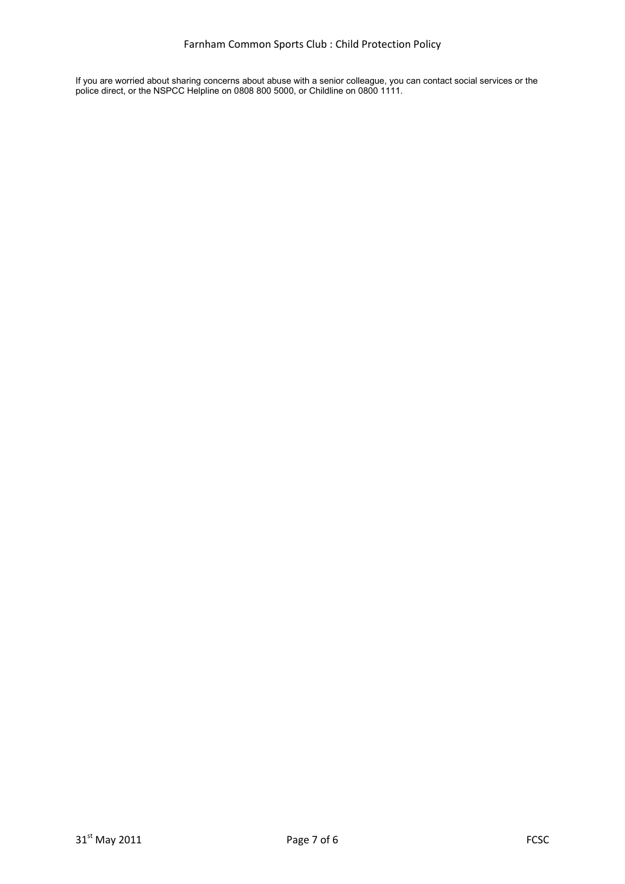If you are worried about sharing concerns about abuse with a senior colleague, you can contact social services or the police direct, or the NSPCC Helpline on 0808 800 5000, or Childline on 0800 1111.